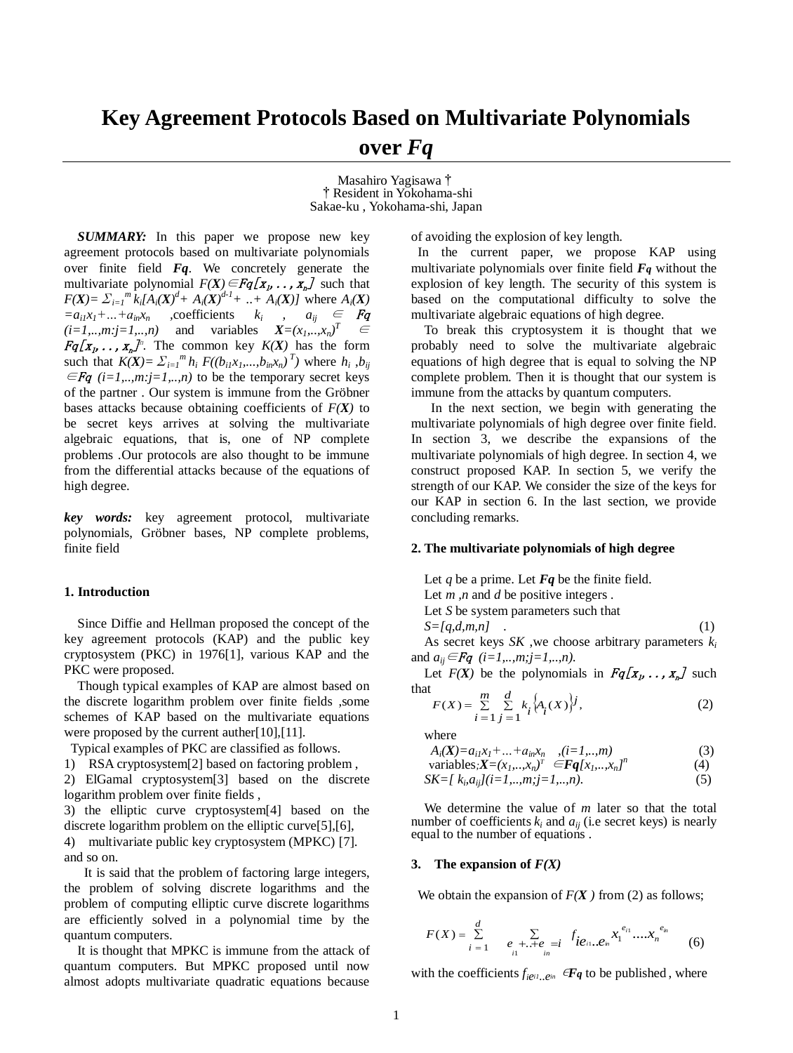# Key Agreement Protocols Based on Multivariate Polynomials over *Fq*

Masahiro Yagisawa †
† Resident in Yokohama-shi
Sakae-ku , Yokohama-shi, Japan

***SUMMARY:*** In this paper we propose new key agreement protocols based on multivariate polynomials over finite field ***Fq***. We concretely generate the multivariate polynomial $F(\boldsymbol{X}) \in Fq[x_1, . . . , x_n]$ such that $F(\boldsymbol{X}) = \Sigma_{i=1}^{m} k_i[A_i(\boldsymbol{X})^d + A_i(\boldsymbol{X})^{d-1} + .. + A_i(\boldsymbol{X})]$ where $A_i(\boldsymbol{X}) = a_{i1}x_1 + ... + a_{in}x_n$ ,coefficients $k_i$ , $a_{ij} \in Fq$ $(i=1,..,m;j=1,..,n)$ and variables $\boldsymbol{X}=(x_1,..,x_n)^T \in Fq[x_1, . . . , x_n]^n$. The common key $K(\boldsymbol{X})$ has the form such that $K(\boldsymbol{X}) = \Sigma_{i=1}^{m} h_i \ F((b_{i1}x_1,...,b_{in}x_n)^T)$ where $h_i$ ,$b_{ij} \in Fq$ $(i=1,..,m;j=1,..,n)$ to be the temporary secret keys of the partner . Our system is immune from the Gröbner bases attacks because obtaining coefficients of $F(X)$ to be secret keys arrives at solving the multivariate algebraic equations, that is, one of NP complete problems .Our protocols are also thought to be immune from the differential attacks because of the equations of high degree.

***key words:*** key agreement protocol, multivariate polynomials, Gröbner bases, NP complete problems, finite field

## 1. Introduction

Since Diffie and Hellman proposed the concept of the key agreement protocols (KAP) and the public key cryptosystem (PKC) in 1976[1], various KAP and the PKC were proposed.

Though typical examples of KAP are almost based on the discrete logarithm problem over finite fields ,some schemes of KAP based on the multivariate equations were proposed by the current auther[10],[11].

Typical examples of PKC are classified as follows.

1) RSA cryptosystem[2] based on factoring problem ,
2) ElGamal cryptosystem[3] based on the discrete logarithm problem over finite fields ,
3) the elliptic curve cryptosystem[4] based on the discrete logarithm problem on the elliptic curve[5],[6],
4) multivariate public key cryptosystem (MPKC) [7].

and so on.

It is said that the problem of factoring large integers, the problem of solving discrete logarithms and the problem of computing elliptic curve discrete logarithms are efficiently solved in a polynomial time by the quantum computers.

It is thought that MPKC is immune from the attack of quantum computers. But MPKC proposed until now almost adopts multivariate quadratic equations because of avoiding the explosion of key length.

In the current paper, we propose KAP using multivariate polynomials over finite field ***Fq*** without the explosion of key length. The security of this system is based on the computational difficulty to solve the multivariate algebraic equations of high degree.

To break this cryptosystem it is thought that we probably need to solve the multivariate algebraic equations of high degree that is equal to solving the NP complete problem. Then it is thought that our system is immune from the attacks by quantum computers.

In the next section, we begin with generating the multivariate polynomials of high degree over finite field. In section 3, we describe the expansions of the multivariate polynomials of high degree. In section 4, we construct proposed KAP. In section 5, we verify the strength of our KAP. We consider the size of the keys for our KAP in section 6. In the last section, we provide concluding remarks.

## 2. The multivariate polynomials of high degree

Let $q$ be a prime. Let ***Fq*** be the finite field.

Let $m$ ,$n$ and $d$ be positive integers .

Let $S$ be system parameters such that

$$S=[q,d,m,n] \quad . \tag{1}$$

As secret keys $SK$ ,we choose arbitrary parameters $k_i$ and $a_{ij} \in Fq$ $(i=1,..,m;j=1,..,n)$.

Let $F(\boldsymbol{X})$ be the polynomials in $Fq[x_1, . . . , x_n]$ such that

$$F(X) = \sum_{i=1}^{m} \sum_{j=1}^{d} k_i \{A_i(X)\}^j , \tag{2}$$

where

$$A_i(\boldsymbol{X}) = a_{i1}x_1 + ... + a_{in}x_n \quad ,(i=1,..,m) \tag{3}$$

$$\text{variables}; \boldsymbol{X}=(x_1,..,x_n)^T \in \boldsymbol{Fq}[x_1,..,x_n]^n \tag{4}$$

$$SK=[\ k_i, a_{ij}](i=1,..,m;j=1,..,n). \tag{5}$$

We determine the value of $m$ later so that the total number of coefficients $k_i$ and $a_{ij}$ (i.e secret keys) is nearly equal to the number of equations .

## 3. The expansion of $F(X)$

We obtain the expansion of $F(\boldsymbol{X})$ from (2) as follows;

$$F(X) = \sum_{i=1}^{d} \sum_{e_{i1}+..+e_{in}=i} f_{ie_{i1}..e_{in}} x_1^{e_{i1}} .... x_n^{e_{in}} \tag{6}$$

with the coefficients $f_{ie_{i1}..e_{in}} \in Fq$ to be published , where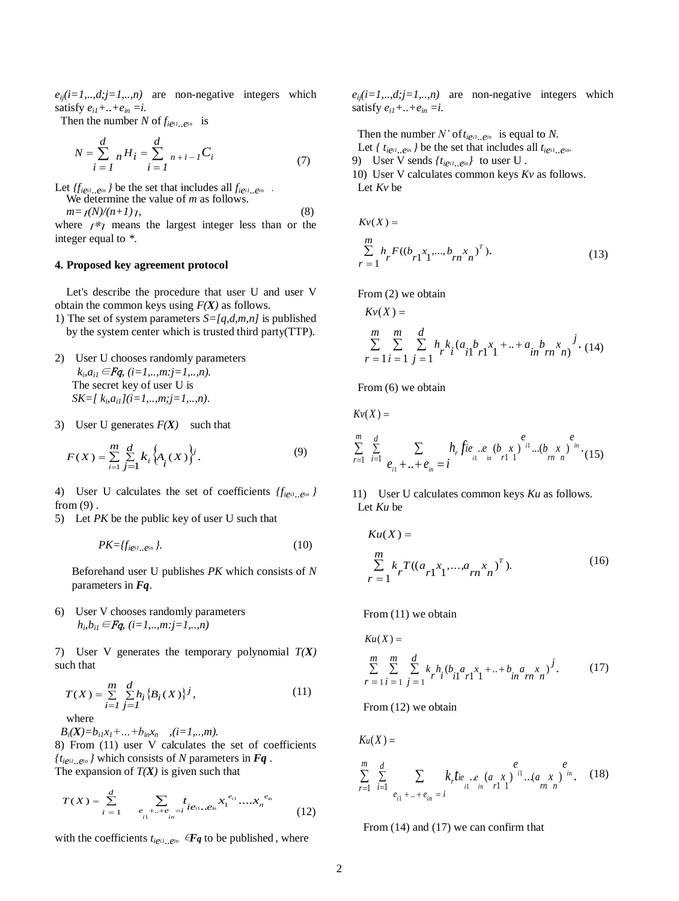$e_{ij}(i=1,..,d;j=1,..,n)$ are non-negative integers which satisfy $e_{i1}+..+e_{in}=i$.

Then the number $N$ of $f_{ie_{i1}..e_{in}}$ is

$$N=\sum_{i=1}^{d} {}_nH_i=\sum_{i=1}^{d} {}_{n+i-1}C_i \tag{7}$$

Let $\{f_{ie_{i1}..e_{in}}\}$ be the set that includes all $f_{ie_{i1}..e_{in}}$.

We determine the value of $m$ as follows.

$$m=\lfloor (N)/(n+1) \rfloor, \tag{8}$$

where $\lfloor * \rfloor$ means the largest integer less than or the integer equal to $*$.

## 4. Proposed key agreement protocol

Let's describe the procedure that user U and user V obtain the common keys using $F(\boldsymbol{X})$ as follows.

1) The set of system parameters $S=[q,d,m,n]$ is published by the system center which is trusted third party(TTP).

2) User U chooses randomly parameters $k_i, a_{i1} \in \boldsymbol{Fq}$, $(i=1,..,m:j=1,..,n)$.
The secret key of user U is
$SK=[k_i, a_{i1}](i=1,..,m;j=1,..,n)$.

3) User U generates $F(\boldsymbol{X})$ such that

$$F(X)=\sum_{i=1}^{m}\sum_{j=1}^{d} k_i\{A_i(X)\}^j. \tag{9}$$

4) User U calculates the set of coefficients $\{f_{ie_{i1}..e_{in}}\}$ from (9) .

5) Let $PK$ be the public key of user U such that

$$PK=\{f_{ie_{i1}..e_{in}}\}. \tag{10}$$

Beforehand user U publishes $PK$ which consists of $N$ parameters in $\boldsymbol{Fq}$.

6) User V chooses randomly parameters $h_i, b_{i1} \in \boldsymbol{Fq}$, $(i=1,..,m:j=1,..,n)$

7) User V generates the temporary polynomial $T(\boldsymbol{X})$ such that

$$T(X)=\sum_{i=1}^{m}\sum_{j=1}^{d} h_i\{B_i(X)\}^j, \tag{11}$$

where
$B_i(\boldsymbol{X})=b_{i1}x_1+\ldots+b_{in}x_n$ $,(i=1,..,m)$.

8) From (11) user V calculates the set of coefficients $\{t_{ie_{i1}..e_{in}}\}$ which consists of $N$ parameters in $\boldsymbol{Fq}$ .
The expansion of $T(\boldsymbol{X})$ is given such that

$$T(X)=\sum_{i=1}^{d}\sum_{e_{i1}+..+e_{in}=i} t_{ie_{i1}..e_{in}} x_1^{e_{i1}}\ldots x_n^{e_{in}} \tag{12}$$

with the coefficients $t_{ie_{i1}..e_{in}} \in \boldsymbol{Fq}$ to be published , where $e_{ij}(i=1,..,d;j=1,..,n)$ are non-negative integers which satisfy $e_{i1}+..+e_{in}=i$.

Then the number $N'$ of $t_{ie_{i1}..e_{in}}$ is equal to $N$.
Let $\{t_{ie_{i1}..e_{in}}\}$ be the set that includes all $t_{ie_{i1}..e_{in}}$.

9) User V sends $\{t_{ie_{i1}..e_{in}}\}$ to user U .

10) User V calculates common keys $Kv$ as follows.
Let $Kv$ be

$$Kv(X)=\sum_{r=1}^{m} h_r F((b_{r1}x_1,\ldots,b_{rn}x_n)^T). \tag{13}$$

From (2) we obtain

$$Kv(X)=\sum_{r=1}^{m}\sum_{i=1}^{m}\sum_{j=1}^{d} h_r k_i(a_{i1}b_{r1}x_1+..+a_{in}b_{rn}x_n)^j. \tag{14}$$

From (6) we obtain

$$Kv(X)=\sum_{r=1}^{m}\sum_{i=1}^{d}\sum_{e_{i1}+..+e_{in}=i} h_r f_{ie_{i1}..e_{in}}(b_{r1}x_1)^{e_{i1}}\ldots(b_{rn}x_n)^{e_{in}}. \tag{15}$$

11) User U calculates common keys $Ku$ as follows.
Let $Ku$ be

$$Ku(X)=\sum_{r=1}^{m} k_r T((a_{r1}x_1,\ldots,a_{rn}x_n)^T). \tag{16}$$

From (11) we obtain

$$Ku(X)=\sum_{r=1}^{m}\sum_{i=1}^{m}\sum_{j=1}^{d} k_r h_i(b_{i1}a_{r1}x_1+..+b_{in}a_{rn}x_n)^j. \tag{17}$$

From (12) we obtain

$$Ku(X)=\sum_{r=1}^{m}\sum_{i=1}^{d}\sum_{e_{i1}+..+e_{in}=i} k_r t_{ie_{i1}..e_{in}}(a_{r1}x_1)^{e_{i1}}\ldots(a_{rn}x_n)^{e_{in}}. \tag{18}$$

From (14) and (17) we can confirm that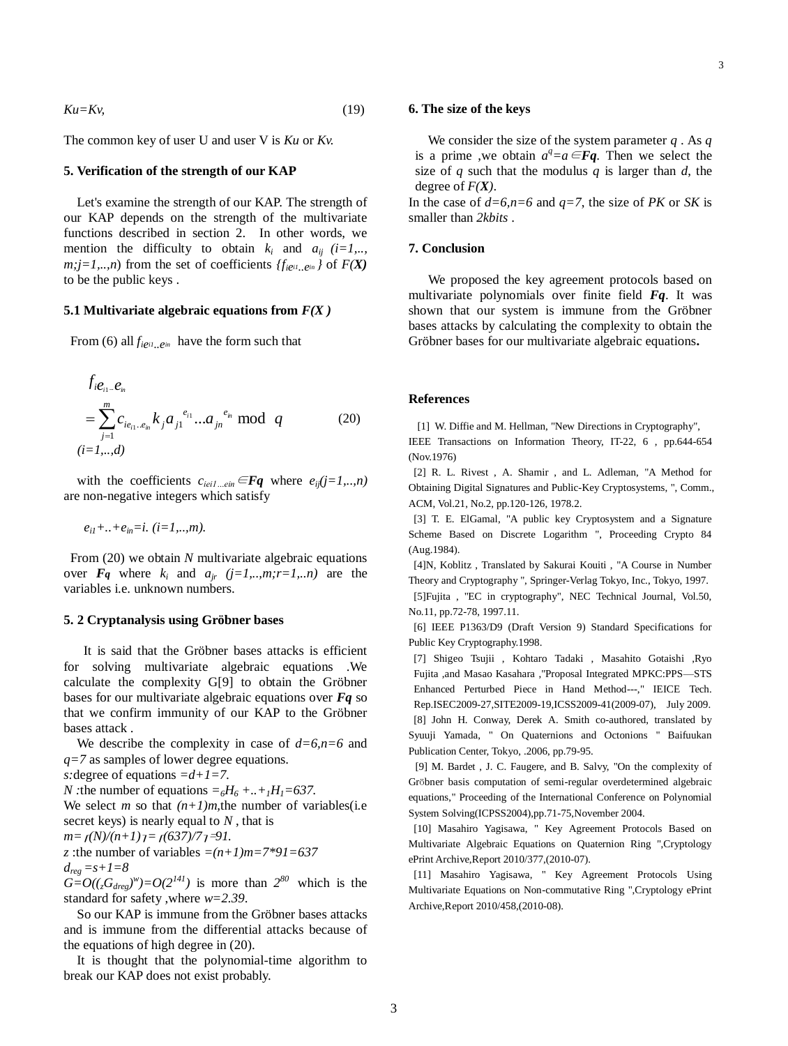$$Ku=Kv, \tag{19}$$

The common key of user U and user V is $Ku$ or $Kv$.

## 5. Verification of the strength of our KAP

Let's examine the strength of our KAP. The strength of our KAP depends on the strength of the multivariate functions described in section 2. In other words, we mention the difficulty to obtain $k_i$ and $a_{ij}$ $(i=1,..,m;j=1,..,n)$ from the set of coefficients $\{f_{ie_{i1}..e_{in}}\}$ of $F(\boldsymbol{X})$ to be the public keys .

### 5.1 Multivariate algebraic equations from $F(X)$

From (6) all $f_{ie_{i1}..e_{in}}$ have the form such that

$$f_{ie_{i1}..e_{in}} = \sum_{j=1}^{m} c_{ie_{i1}..e_{in}} k_j a_{j1}^{\ e_{i1}} ... a_{jn}^{\ e_{in}} \bmod q \tag{20}$$

$(i=1,..,d)$

with the coefficients $c_{iei1...ein} \in \boldsymbol{Fq}$ where $e_{ij}(j=1,..,n)$ are non-negative integers which satisfy

$$e_{i1}+..+e_{in}=i.\ (i=1,..,m).$$

From (20) we obtain $N$ multivariate algebraic equations over $\boldsymbol{F_q}$ where $k_i$ and $a_{jr}$ $(j=1,..,m;r=1,..n)$ are the variables i.e. unknown numbers.

### 5. 2 Cryptanalysis using Gröbner bases

It is said that the Gröbner bases attacks is efficient for solving multivariate algebraic equations .We calculate the complexity G[9] to obtain the Gröbner bases for our multivariate algebraic equations over $\boldsymbol{Fq}$ so that we confirm immunity of our KAP to the Gröbner bases attack .

We describe the complexity in case of $d=6,n=6$ and $q=7$ as samples of lower degree equations.

$s$:degree of equations $=d+1=7$.

$N$ :the number of equations $={}_6H_6 +..+{}_1H_1=637$.

We select $m$ so that $(n+1)m$,the number of variables(i.e secret keys) is nearly equal to $N$ , that is

$m=\lceil(N)/(n+1)\rceil=\lceil(637)/7\rceil=91$.

$z$ :the number of variables $=(n+1)m=7*91=637$

$d_{reg}=s+1=8$

$G=O(({}_zG_{dreg})^w)=O(2^{141})$ is more than $2^{80}$ which is the standard for safety ,where $w=2.39$.

So our KAP is immune from the Gröbner bases attacks and is immune from the differential attacks because of the equations of high degree in (20).

It is thought that the polynomial-time algorithm to break our KAP does not exist probably.

## 6. The size of the keys

We consider the size of the system parameter $q$ . As $q$ is a prime ,we obtain $a^q=a\in\boldsymbol{Fq}$. Then we select the size of $q$ such that the modulus $q$ is larger than $d$, the degree of $F(\boldsymbol{X})$.

In the case of $d=6,n=6$ and $q=7$, the size of $PK$ or $SK$ is smaller than $2kbits$ .

## 7. Conclusion

We proposed the key agreement protocols based on multivariate polynomials over finite field $\boldsymbol{Fq}$. It was shown that our system is immune from the Gröbner bases attacks by calculating the complexity to obtain the Gröbner bases for our multivariate algebraic equations**.**

## References

[1] W. Diffie and M. Hellman, "New Directions in Cryptography", IEEE Transactions on Information Theory, IT-22, 6 , pp.644-654 (Nov.1976)

[2] R. L. Rivest , A. Shamir , and L. Adleman, "A Method for Obtaining Digital Signatures and Public-Key Cryptosystems, ", Comm., ACM, Vol.21, No.2, pp.120-126, 1978.2.

[3] T. E. ElGamal, "A public key Cryptosystem and a Signature Scheme Based on Discrete Logarithm ", Proceeding Crypto 84 (Aug.1984).

[4]N, Koblitz , Translated by Sakurai Kouiti , "A Course in Number Theory and Cryptography ", Springer-Verlag Tokyo, Inc., Tokyo, 1997.

[5]Fujita , "EC in cryptography", NEC Technical Journal, Vol.50, No.11, pp.72-78, 1997.11.

[6] IEEE P1363/D9 (Draft Version 9) Standard Specifications for Public Key Cryptography.1998.

[7] Shigeo Tsujii , Kohtaro Tadaki , Masahito Gotaishi ,Ryo Fujita ,and Masao Kasahara ,"Proposal Integrated MPKC:PPS—STS Enhanced Perturbed Piece in Hand Method---," IEICE Tech. Rep.ISEC2009-27,SITE2009-19,ICSS2009-41(2009-07), July 2009.

[8] John H. Conway, Derek A. Smith co-authored, translated by Syuuji Yamada, " On Quaternions and Octonions " Baifuukan Publication Center, Tokyo, .2006, pp.79-95.

[9] M. Bardet , J. C. Faugere, and B. Salvy, "On the complexity of Gröbner basis computation of semi-regular overdetermined algebraic equations," Proceeding of the International Conference on Polynomial System Solving(ICPSS2004),pp.71-75,November 2004.

[10] Masahiro Yagisawa, " Key Agreement Protocols Based on Multivariate Algebraic Equations on Quaternion Ring ",Cryptology ePrint Archive,Report 2010/377,(2010-07).

[11] Masahiro Yagisawa, " Key Agreement Protocols Using Multivariate Equations on Non-commutative Ring ",Cryptology ePrint Archive,Report 2010/458,(2010-08).